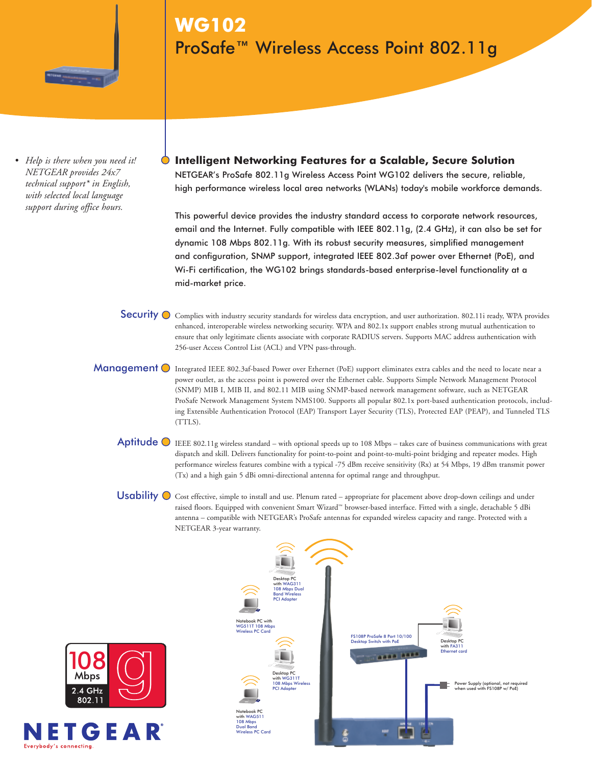# WG102

## ProSafe™ Wireless Access Point 802.11g

- *Help is there when you need it! NETGEAR provides 24x7 technical support\* in English, with selected local language support during office hours.*

### Intelligent Networking Features for a Scalable, Secure Solution

NETGEAR's ProSafe 802.11g Wireless Access Point WG102 delivers the secure, reliable, high performance wireless local area networks (WLANs) today's mobile workforce demands.

This powerful device provides the industry standard access to corporate network resources, email and the Internet. Fully compatible with IEEE 802.11g, (2.4 GHz), it can also be set for dynamic 108 Mbps 802.11g. With its robust security measures, simplified management and configuration, SNMP support, integrated IEEE 802.3af power over Ethernet (PoE), and Wi-Fi certification, the WG102 brings standards-based enterprise-level functionality at a mid-market price.

**Security** Complies with industry security standards for wireless data encryption, and user authorization. 802.11i ready, WPA provides enhanced, interoperable wireless networking security. WPA and 802.1x support enables strong mutual authentication to ensure that only legitimate clients associate with corporate RADIUS servers. Supports MAC address authentication with 256-user Access Control List (ACL) and VPN pass-through.

**Management** Integrated IEEE 802.3af-based Power over Ethernet (PoE) support eliminates extra cables and the need to locate near a power outlet, as the access point is powered over the Ethernet cable. Supports Simple Network Management Protocol (SNMP) MIB I, MIB II, and 802.11 MIB using SNMP-based network management software, such as NETGEAR ProSafe Network Management System NMS100. Supports all popular 802.1x port-based authentication protocols, including Extensible Authentication Protocol (EAP) Transport Layer Security (TLS), Protected EAP (PEAP), and Tunneled TLS (TTLS).

**Aptitude** IEEE 802.11g wireless standard – with optional speeds up to 108 Mbps – takes care of business communications with great dispatch and skill. Delivers functionality for point-to-point and point-to-multi-point bridging and repeater modes. High performance wireless features combine with a typical -75 dBm receive sensitivity (Rx) at 54 Mbps, 19 dBm transmit power (Tx) and a high gain 5 dBi omni-directional antenna for optimal range and throughput.

**Usability** Cost effective, simple to install and use. Plenum rated – appropriate for placement above drop-down ceilings and under raised floors. Equipped with convenient Smart Wizard™ browser-based interface. Fitted with a single, detachable 5 dBi antenna – compatible with NETGEAR's ProSafe antennas for expanded wireless capacity and range. Protected with a NETGEAR 3-year warranty.

Desktop PC with WAG311 108 Mbps Dual Band Wireless PCI Adapter

Notebook PC with WG511T 108 Mbps Wireless PC Card

Desktop PC with WG311T 108 Mbps Wireless PCI Adapter

Notebook PC with WAG511 108 Mbps Dual Band Wireless PC Card

FS108P ProSafe 8 Port 10/100 Desktop Switch with PoE

Desktop PC with FA311 Ethernet card

Power Supply (optional, not required when used with FS108P w/ PoE)

108 Mbps 2.4 GHz 802.11 g

NETGEAR Everybody's connecting.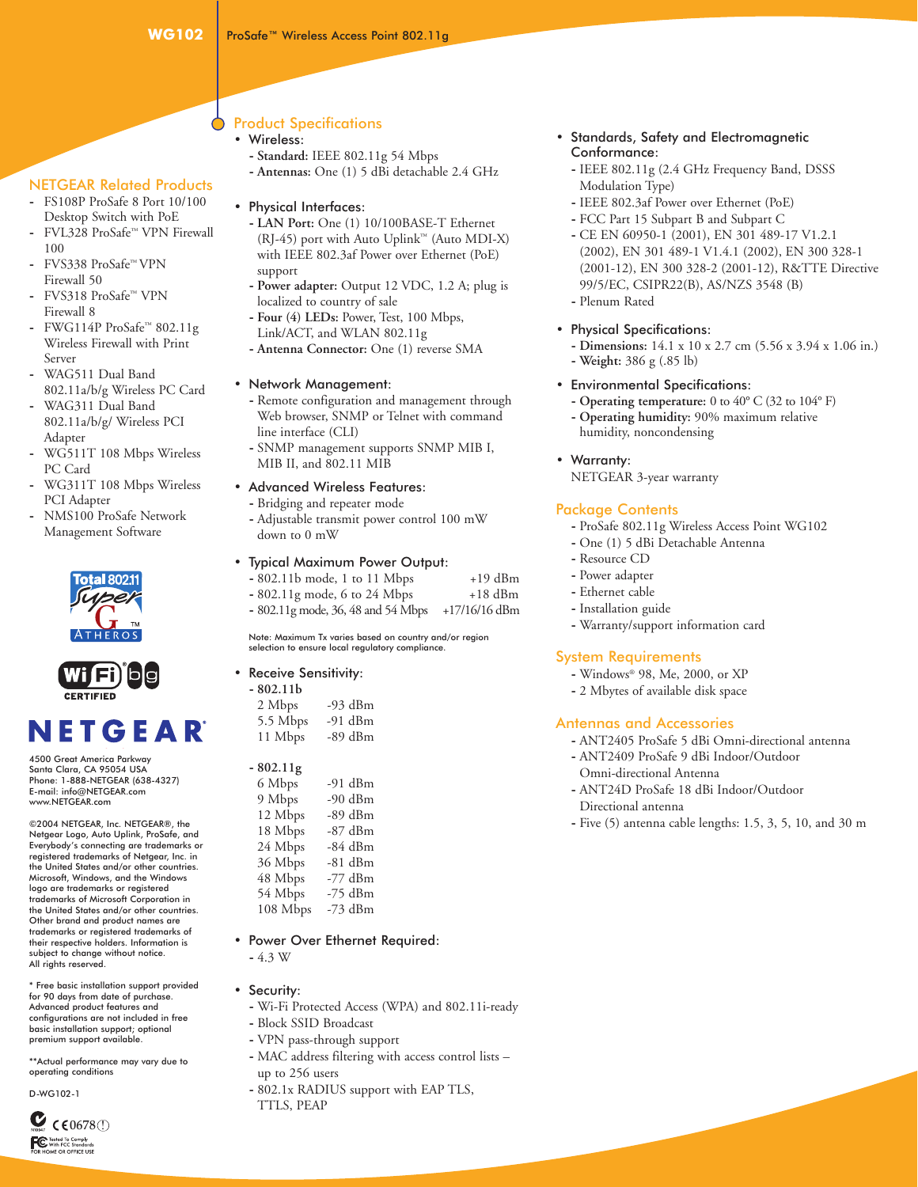## NETGEAR Related Products

- FS108P ProSafe 8 Port 10/100 Desktop Switch with PoE
- FVL328 ProSafe™ VPN Firewall 100
- FVS338 ProSafe™ VPN Firewall 50
- FVS318 ProSafe™ VPN Firewall 8
- FWG114P ProSafe™ 802.11g Wireless Firewall with Print Server
- WAG511 Dual Band 802.11a/b/g Wireless PC Card
- WAG311 Dual Band 802.11a/b/g/ Wireless PCI Adapter
- WG511T 108 Mbps Wireless PC Card
- WG311T 108 Mbps Wireless PCI Adapter
- NMS100 ProSafe Network Management Software

NETGEAR®

4500 Great America Parkway
Santa Clara, CA 95054 USA
Phone: 1-888-NETGEAR (638-4327)
E-mail: info@NETGEAR.com
www.NETGEAR.com

©2004 NETGEAR, Inc. NETGEAR®, the Netgear Logo, Auto Uplink, ProSafe, and Everybody's connecting are trademarks or registered trademarks of Netgear, Inc. in the United States and/or other countries. Microsoft, Windows, and the Windows logo are trademarks or registered trademarks of Microsoft Corporation in the United States and/or other countries. Other brand and product names are trademarks or registered trademarks of their respective holders. Information is subject to change without notice. All rights reserved.

* Free basic installation support provided for 90 days from date of purchase. Advanced product features and configurations are not included in free basic installation support; optional premium support available.

**Actual performance may vary due to operating conditions

D-WG102-1

## Product Specifications

- **Wireless:**
  - **Standard:** IEEE 802.11g 54 Mbps
  - **Antennas:** One (1) 5 dBi detachable 2.4 GHz

- **Physical Interfaces:**
  - **LAN Port:** One (1) 10/100BASE-T Ethernet (RJ-45) port with Auto Uplink™ (Auto MDI-X) with IEEE 802.3af Power over Ethernet (PoE) support
  - **Power adapter:** Output 12 VDC, 1.2 A; plug is localized to country of sale
  - **Four (4) LEDs:** Power, Test, 100 Mbps, Link/ACT, and WLAN 802.11g
  - **Antenna Connector:** One (1) reverse SMA

- **Network Management:**
  - Remote configuration and management through Web browser, SNMP or Telnet with command line interface (CLI)
  - SNMP management supports SNMP MIB I, MIB II, and 802.11 MIB

- **Advanced Wireless Features:**
  - Bridging and repeater mode
  - Adjustable transmit power control 100 mW down to 0 mW

- **Typical Maximum Power Output:**

| | |
|---|---|
| - 802.11b mode, 1 to 11 Mbps | +19 dBm |
| - 802.11g mode, 6 to 24 Mbps | +18 dBm |
| - 802.11g mode, 36, 48 and 54 Mbps | +17/16/16 dBm |

Note: Maximum Tx varies based on country and/or region selection to ensure local regulatory compliance.

- **Receive Sensitivity:**
  - **802.11b**

| | |
|---|---|
| 2 Mbps | -93 dBm |
| 5.5 Mbps | -91 dBm |
| 11 Mbps | -89 dBm |

  - **802.11g**

| | |
|---|---|
| 6 Mbps | -91 dBm |
| 9 Mbps | -90 dBm |
| 12 Mbps | -89 dBm |
| 18 Mbps | -87 dBm |
| 24 Mbps | -84 dBm |
| 36 Mbps | -81 dBm |
| 48 Mbps | -77 dBm |
| 54 Mbps | -75 dBm |
| 108 Mbps | -73 dBm |

- **Power Over Ethernet Required:**
  - 4.3 W

- **Security:**
  - Wi-Fi Protected Access (WPA) and 802.11i-ready
  - Block SSID Broadcast
  - VPN pass-through support
  - MAC address filtering with access control lists – up to 256 users
  - 802.1x RADIUS support with EAP TLS, TTLS, PEAP

- **Standards, Safety and Electromagnetic Conformance:**
  - IEEE 802.11g (2.4 GHz Frequency Band, DSSS Modulation Type)
  - IEEE 802.3af Power over Ethernet (PoE)
  - FCC Part 15 Subpart B and Subpart C
  - CE EN 60950-1 (2001), EN 301 489-17 V1.2.1 (2002), EN 301 489-1 V1.4.1 (2002), EN 300 328-1 (2001-12), EN 300 328-2 (2001-12), R&TTE Directive 99/5/EC, CSIPR22(B), AS/NZS 3548 (B)
  - Plenum Rated

- **Physical Specifications:**
  - **Dimensions:** 14.1 x 10 x 2.7 cm (5.56 x 3.94 x 1.06 in.)
  - **Weight:** 386 g (.85 lb)

- **Environmental Specifications:**
  - **Operating temperature:** 0 to 40° C (32 to 104° F)
  - **Operating humidity:** 90% maximum relative humidity, noncondensing

- **Warranty:**
  NETGEAR 3-year warranty

## Package Contents

- ProSafe 802.11g Wireless Access Point WG102
- One (1) 5 dBi Detachable Antenna
- Resource CD
- Power adapter
- Ethernet cable
- Installation guide
- Warranty/support information card

## System Requirements

- Windows® 98, Me, 2000, or XP
- 2 Mbytes of available disk space

## Antennas and Accessories

- ANT2405 ProSafe 5 dBi Omni-directional antenna
- ANT2409 ProSafe 9 dBi Indoor/Outdoor Omni-directional Antenna
- ANT24D ProSafe 18 dBi Indoor/Outdoor Directional antenna
- Five (5) antenna cable lengths: 1.5, 3, 5, 10, and 30 m